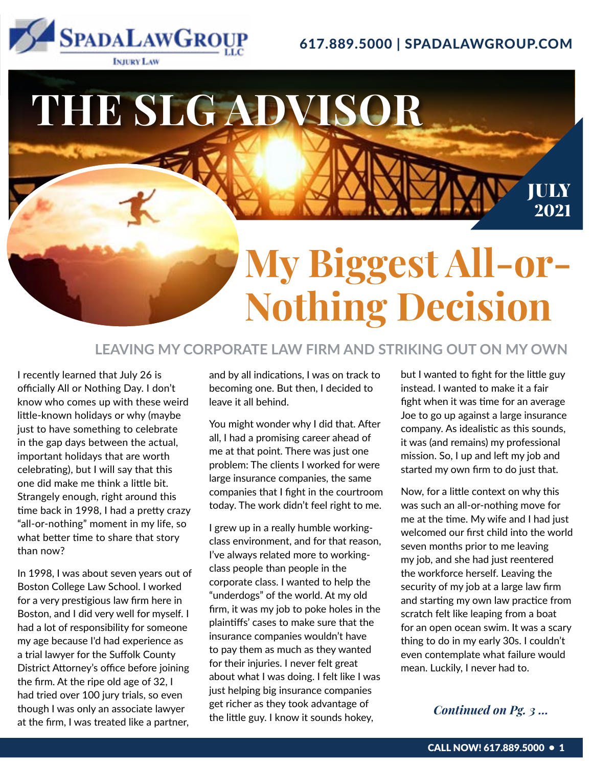SpadaLawGroup LLC
Injury Law

617.889.5000 | SPADALAWGROUP.COM

# THE SLG ADVISOR

JULY 2021

# My Biggest All-or-Nothing Decision

## LEAVING MY CORPORATE LAW FIRM AND STRIKING OUT ON MY OWN

I recently learned that July 26 is officially All or Nothing Day. I don't know who comes up with these weird little-known holidays or why (maybe just to have something to celebrate in the gap days between the actual, important holidays that are worth celebrating), but I will say that this one did make me think a little bit. Strangely enough, right around this time back in 1998, I had a pretty crazy "all-or-nothing" moment in my life, so what better time to share that story than now?

In 1998, I was about seven years out of Boston College Law School. I worked for a very prestigious law firm here in Boston, and I did very well for myself. I had a lot of responsibility for someone my age because I'd had experience as a trial lawyer for the Suffolk County District Attorney's office before joining the firm. At the ripe old age of 32, I had tried over 100 jury trials, so even though I was only an associate lawyer at the firm, I was treated like a partner, and by all indications, I was on track to becoming one. But then, I decided to leave it all behind.

You might wonder why I did that. After all, I had a promising career ahead of me at that point. There was just one problem: The clients I worked for were large insurance companies, the same companies that I fight in the courtroom today. The work didn't feel right to me.

I grew up in a really humble working-class environment, and for that reason, I've always related more to working-class people than people in the corporate class. I wanted to help the "underdogs" of the world. At my old firm, it was my job to poke holes in the plaintiffs' cases to make sure that the insurance companies wouldn't have to pay them as much as they wanted for their injuries. I never felt great about what I was doing. I felt like I was just helping big insurance companies get richer as they took advantage of the little guy. I know it sounds hokey, but I wanted to fight for the little guy instead. I wanted to make it a fair fight when it was time for an average Joe to go up against a large insurance company. As idealistic as this sounds, it was (and remains) my professional mission. So, I up and left my job and started my own firm to do just that.

Now, for a little context on why this was such an all-or-nothing move for me at the time. My wife and I had just welcomed our first child into the world seven months prior to me leaving my job, and she had just reentered the workforce herself. Leaving the security of my job at a large law firm and starting my own law practice from scratch felt like leaping from a boat for an open ocean swim. It was a scary thing to do in my early 30s. I couldn't even contemplate what failure would mean. Luckily, I never had to.

*Continued on Pg. 3 ...*

CALL NOW! 617.889.5000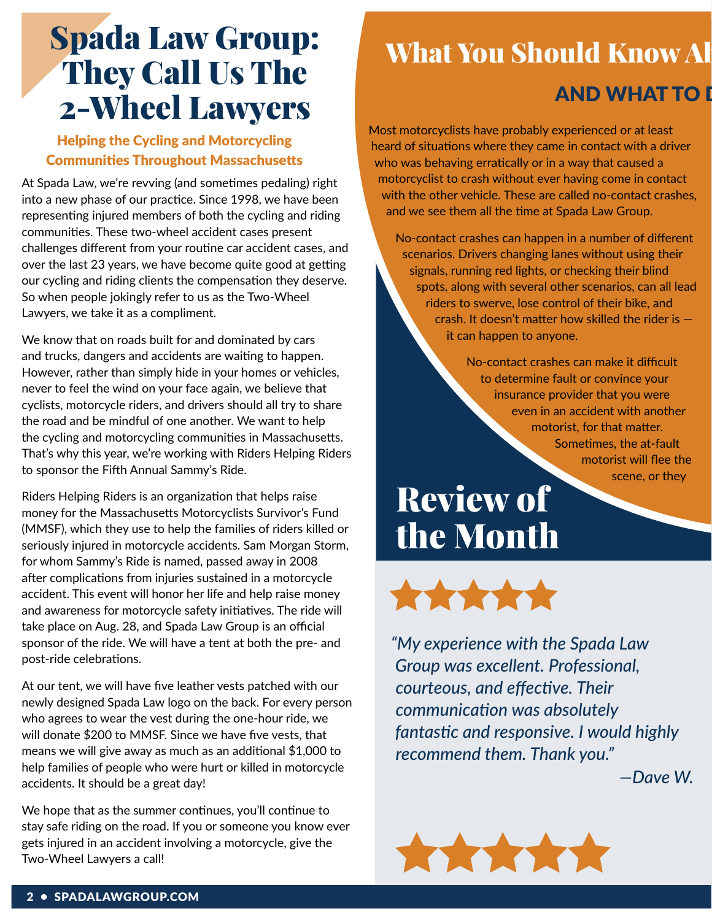# Spada Law Group: They Call Us The 2-Wheel Lawyers

### Helping the Cycling and Motorcycling Communities Throughout Massachusetts

At Spada Law, we're revving (and sometimes pedaling) right into a new phase of our practice. Since 1998, we have been representing injured members of both the cycling and riding communities. These two-wheel accident cases present challenges different from your routine car accident cases, and over the last 23 years, we have become quite good at getting our cycling and riding clients the compensation they deserve. So when people jokingly refer to us as the Two-Wheel Lawyers, we take it as a compliment.

We know that on roads built for and dominated by cars and trucks, dangers and accidents are waiting to happen. However, rather than simply hide in your homes or vehicles, never to feel the wind on your face again, we believe that cyclists, motorcycle riders, and drivers should all try to share the road and be mindful of one another. We want to help the cycling and motorcycling communities in Massachusetts. That's why this year, we're working with Riders Helping Riders to sponsor the Fifth Annual Sammy's Ride.

Riders Helping Riders is an organization that helps raise money for the Massachusetts Motorcyclists Survivor's Fund (MMSF), which they use to help the families of riders killed or seriously injured in motorcycle accidents. Sam Morgan Storm, for whom Sammy's Ride is named, passed away in 2008 after complications from injuries sustained in a motorcycle accident. This event will honor her life and help raise money and awareness for motorcycle safety initiatives. The ride will take place on Aug. 28, and Spada Law Group is an official sponsor of the ride. We will have a tent at both the pre- and post-ride celebrations.

At our tent, we will have five leather vests patched with our newly designed Spada Law logo on the back. For every person who agrees to wear the vest during the one-hour ride, we will donate $200 to MMSF. Since we have five vests, that means we will give away as much as an additional $1,000 to help families of people who were hurt or killed in motorcycle accidents. It should be a great day!

We hope that as the summer continues, you'll continue to stay safe riding on the road. If you or someone you know ever gets injured in an accident involving a motorcycle, give the Two-Wheel Lawyers a call!

# What You Should Know Ab

## AND WHAT TO D

Most motorcyclists have probably experienced or at least heard of situations where they came in contact with a driver who was behaving erratically or in a way that caused a motorcyclist to crash without ever having come in contact with the other vehicle. These are called no-contact crashes, and we see them all the time at Spada Law Group.

No-contact crashes can happen in a number of different scenarios. Drivers changing lanes without using their signals, running red lights, or checking their blind spots, along with several other scenarios, can all lead riders to swerve, lose control of their bike, and crash. It doesn't matter how skilled the rider is — it can happen to anyone.

No-contact crashes can make it difficult to determine fault or convince your insurance provider that you were even in an accident with another motorist, for that matter. Sometimes, the at-fault motorist will flee the scene, or they

# Review of the Month

★★★★★

*"My experience with the Spada Law Group was excellent. Professional, courteous, and effective. Their communication was absolutely fantastic and responsive. I would highly recommend them. Thank you."*

*—Dave W.*

★★★★★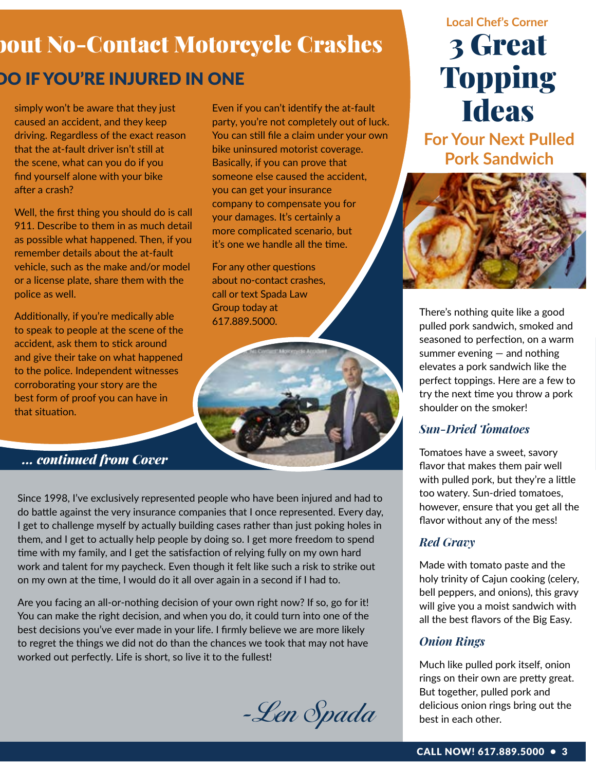## ...bout No-Contact Motorcycle Crashes

### ...DO IF YOU'RE INJURED IN ONE

simply won't be aware that they just caused an accident, and they keep driving. Regardless of the exact reason that the at-fault driver isn't still at the scene, what can you do if you find yourself alone with your bike after a crash?

Well, the first thing you should do is call 911. Describe to them in as much detail as possible what happened. Then, if you remember details about the at-fault vehicle, such as the make and/or model or a license plate, share them with the police as well.

Additionally, if you're medically able to speak to people at the scene of the accident, ask them to stick around and give their take on what happened to the police. Independent witnesses corroborating your story are the best form of proof you can have in that situation.

Even if you can't identify the at-fault party, you're not completely out of luck. You can still file a claim under your own bike uninsured motorist coverage. Basically, if you can prove that someone else caused the accident, you can get your insurance company to compensate you for your damages. It's certainly a more complicated scenario, but it's one we handle all the time.

For any other questions about no-contact crashes, call or text Spada Law Group today at 617.889.5000.

*... continued from Cover*

Since 1998, I've exclusively represented people who have been injured and had to do battle against the very insurance companies that I once represented. Every day, I get to challenge myself by actually building cases rather than just poking holes in them, and I get to actually help people by doing so. I get more freedom to spend time with my family, and I get the satisfaction of relying fully on my own hard work and talent for my paycheck. Even though it felt like such a risk to strike out on my own at the time, I would do it all over again in a second if I had to.

Are you facing an all-or-nothing decision of your own right now? If so, go for it! You can make the right decision, and when you do, it could turn into one of the best decisions you've ever made in your life. I firmly believe we are more likely to regret the things we did not do than the chances we took that may not have worked out perfectly. Life is short, so live it to the fullest!

*-Len Spada*

Local Chef's Corner

## 3 Great Topping Ideas

### For Your Next Pulled Pork Sandwich

There's nothing quite like a good pulled pork sandwich, smoked and seasoned to perfection, on a warm summer evening — and nothing elevates a pork sandwich like the perfect toppings. Here are a few to try the next time you throw a pork shoulder on the smoker!

### *Sun-Dried Tomatoes*

Tomatoes have a sweet, savory flavor that makes them pair well with pulled pork, but they're a little too watery. Sun-dried tomatoes, however, ensure that you get all the flavor without any of the mess!

### *Red Gravy*

Made with tomato paste and the holy trinity of Cajun cooking (celery, bell peppers, and onions), this gravy will give you a moist sandwich with all the best flavors of the Big Easy.

### *Onion Rings*

Much like pulled pork itself, onion rings on their own are pretty great. But together, pulled pork and delicious onion rings bring out the best in each other.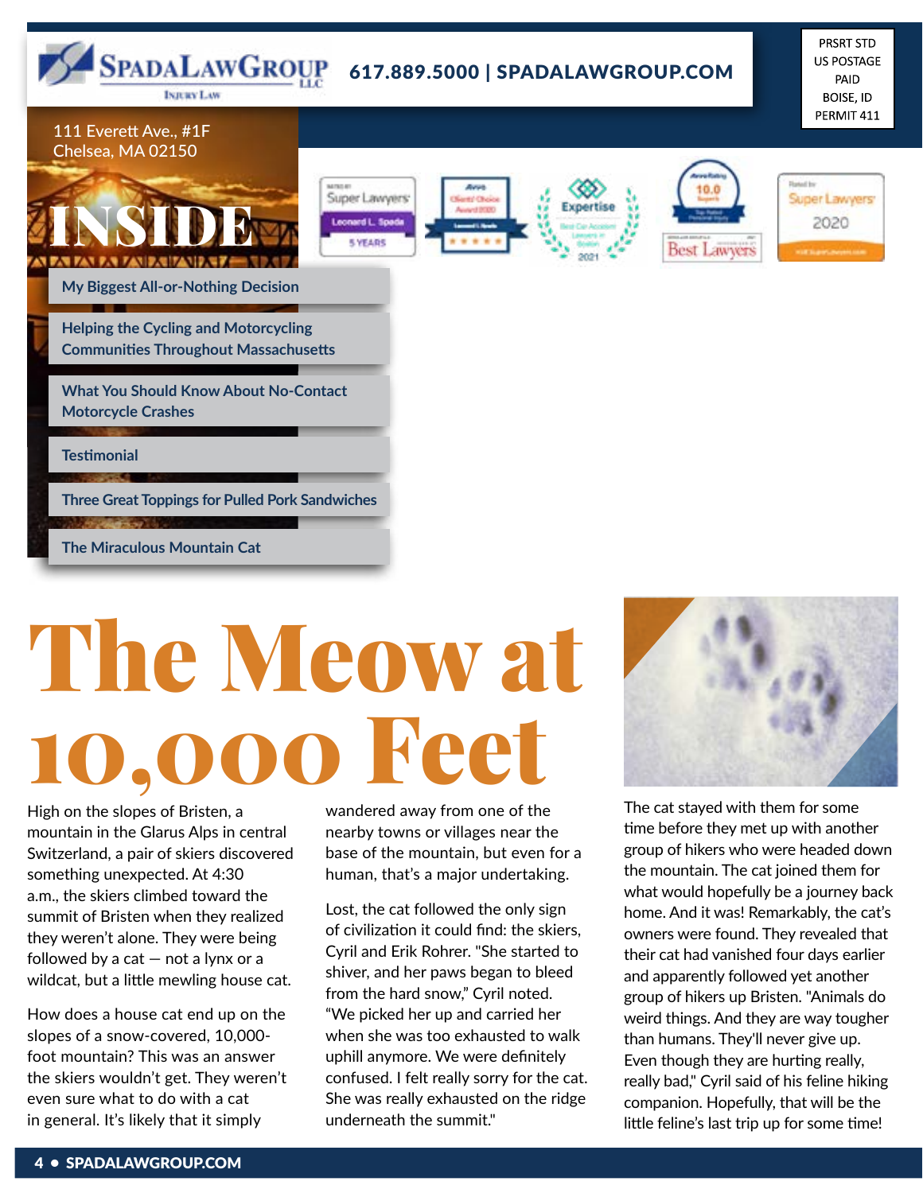SpadaLawGroup LLC
Injury Law

617.889.5000 | SPADALAWGROUP.COM

PRSRT STD
US POSTAGE
PAID
BOISE, ID
PERMIT 411

111 Everett Ave., #1F
Chelsea, MA 02150

## INSIDE

- My Biggest All-or-Nothing Decision
- Helping the Cycling and Motorcycling Communities Throughout Massachusetts
- What You Should Know About No-Contact Motorcycle Crashes
- Testimonial
- Three Great Toppings for Pulled Pork Sandwiches
- The Miraculous Mountain Cat

# The Meow at 10,000 Feet

High on the slopes of Bristen, a mountain in the Glarus Alps in central Switzerland, a pair of skiers discovered something unexpected. At 4:30 a.m., the skiers climbed toward the summit of Bristen when they realized they weren't alone. They were being followed by a cat — not a lynx or a wildcat, but a little mewling house cat.

How does a house cat end up on the slopes of a snow-covered, 10,000-foot mountain? This was an answer the skiers wouldn't get. They weren't even sure what to do with a cat in general. It's likely that it simply wandered away from one of the nearby towns or villages near the base of the mountain, but even for a human, that's a major undertaking.

Lost, the cat followed the only sign of civilization it could find: the skiers, Cyril and Erik Rohrer. "She started to shiver, and her paws began to bleed from the hard snow," Cyril noted. "We picked her up and carried her when she was too exhausted to walk uphill anymore. We were definitely confused. I felt really sorry for the cat. She was really exhausted on the ridge underneath the summit."

The cat stayed with them for some time before they met up with another group of hikers who were headed down the mountain. The cat joined them for what would hopefully be a journey back home. And it was! Remarkably, the cat's owners were found. They revealed that their cat had vanished four days earlier and apparently followed yet another group of hikers up Bristen. "Animals do weird things. And they are way tougher than humans. They'll never give up. Even though they are hurting really, really bad," Cyril said of his feline hiking companion. Hopefully, that will be the little feline's last trip up for some time!